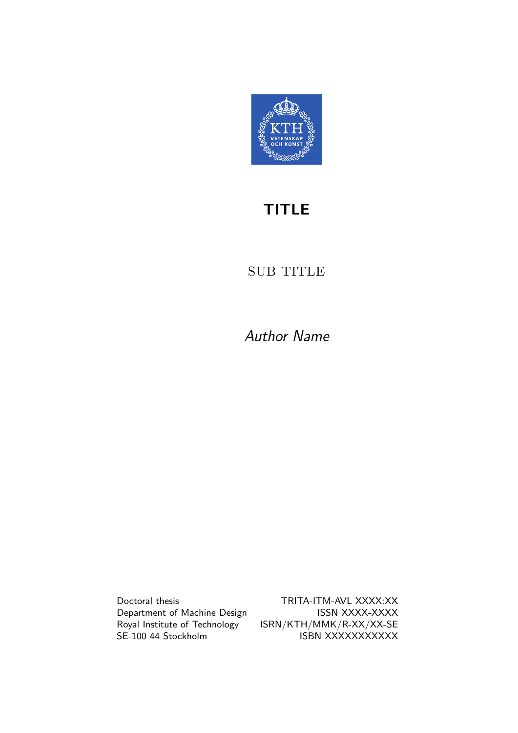# TITLE

SUB TITLE

*Author Name*

Doctoral thesis
Department of Machine Design
Royal Institute of Technology
SE-100 44 Stockholm

TRITA-ITM-AVL XXXX:XX
ISSN XXXX-XXXX
ISRN/KTH/MMK/R-XX/XX-SE
ISBN XXXXXXXXXXX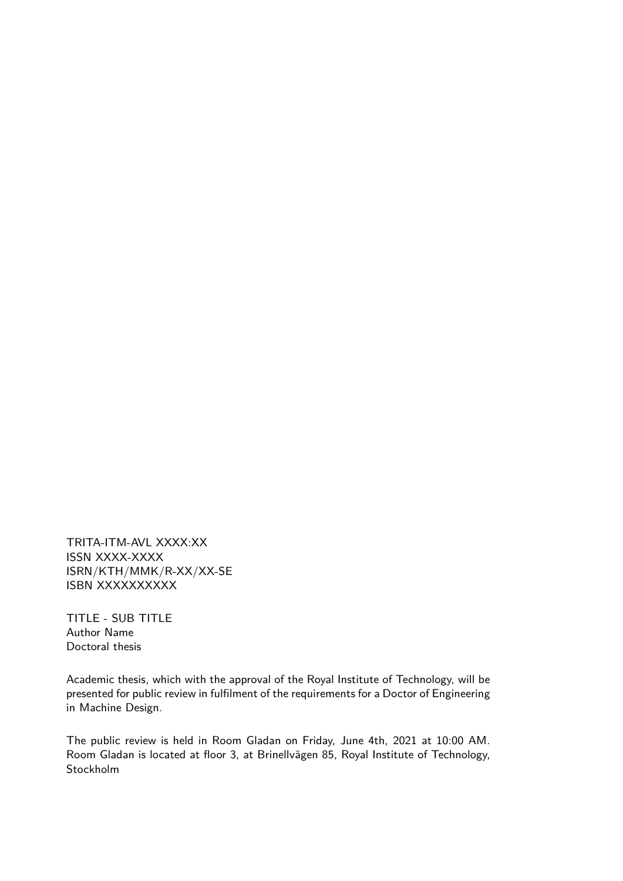TRITA-ITM-AVL XXXX:XX
ISSN XXXX-XXXX
ISRN/KTH/MMK/R-XX/XX-SE
ISBN XXXXXXXXXX

TITLE - SUB TITLE
Author Name
Doctoral thesis

Academic thesis, which with the approval of the Royal Institute of Technology, will be presented for public review in fulfilment of the requirements for a Doctor of Engineering in Machine Design.

The public review is held in Room Gladan on Friday, June 4th, 2021 at 10:00 AM. Room Gladan is located at floor 3, at Brinellvägen 85, Royal Institute of Technology, Stockholm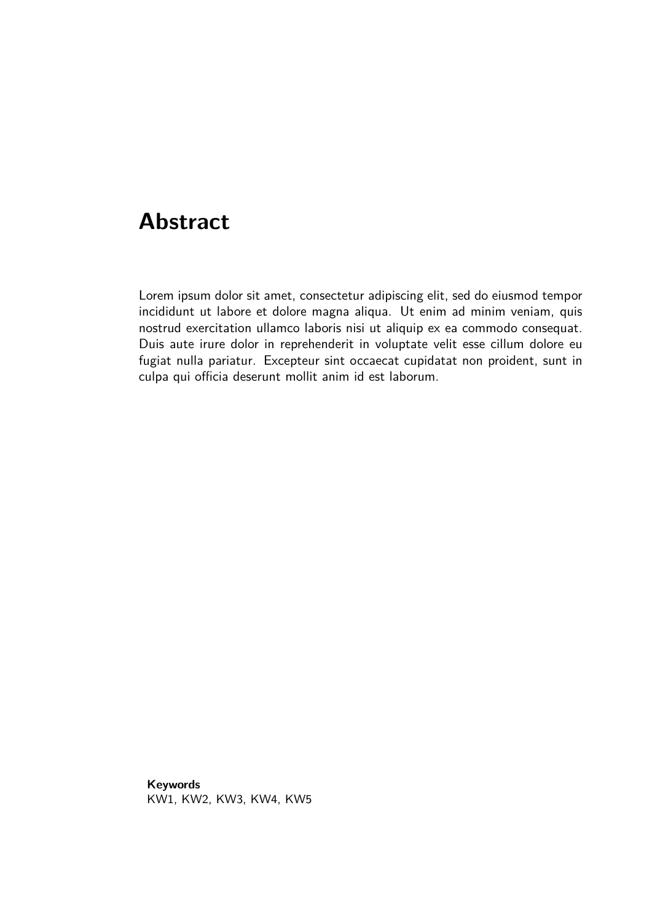# Abstract

Lorem ipsum dolor sit amet, consectetur adipiscing elit, sed do eiusmod tempor incididunt ut labore et dolore magna aliqua. Ut enim ad minim veniam, quis nostrud exercitation ullamco laboris nisi ut aliquip ex ea commodo consequat. Duis aute irure dolor in reprehenderit in voluptate velit esse cillum dolore eu fugiat nulla pariatur. Excepteur sint occaecat cupidatat non proident, sunt in culpa qui officia deserunt mollit anim id est laborum.

**Keywords**
KW1, KW2, KW3, KW4, KW5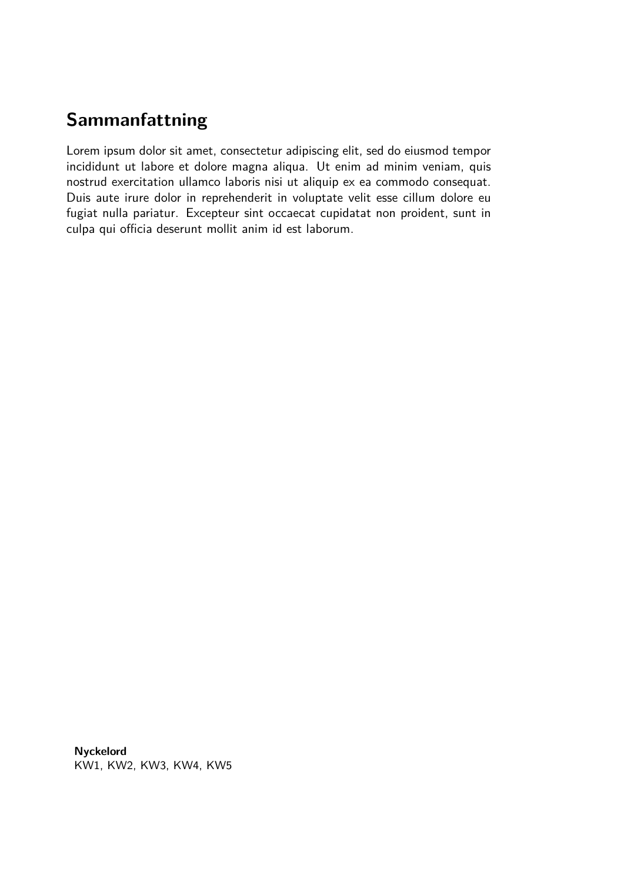# Sammanfattning

Lorem ipsum dolor sit amet, consectetur adipiscing elit, sed do eiusmod tempor incididunt ut labore et dolore magna aliqua. Ut enim ad minim veniam, quis nostrud exercitation ullamco laboris nisi ut aliquip ex ea commodo consequat. Duis aute irure dolor in reprehenderit in voluptate velit esse cillum dolore eu fugiat nulla pariatur. Excepteur sint occaecat cupidatat non proident, sunt in culpa qui officia deserunt mollit anim id est laborum.

**Nyckelord**
KW1, KW2, KW3, KW4, KW5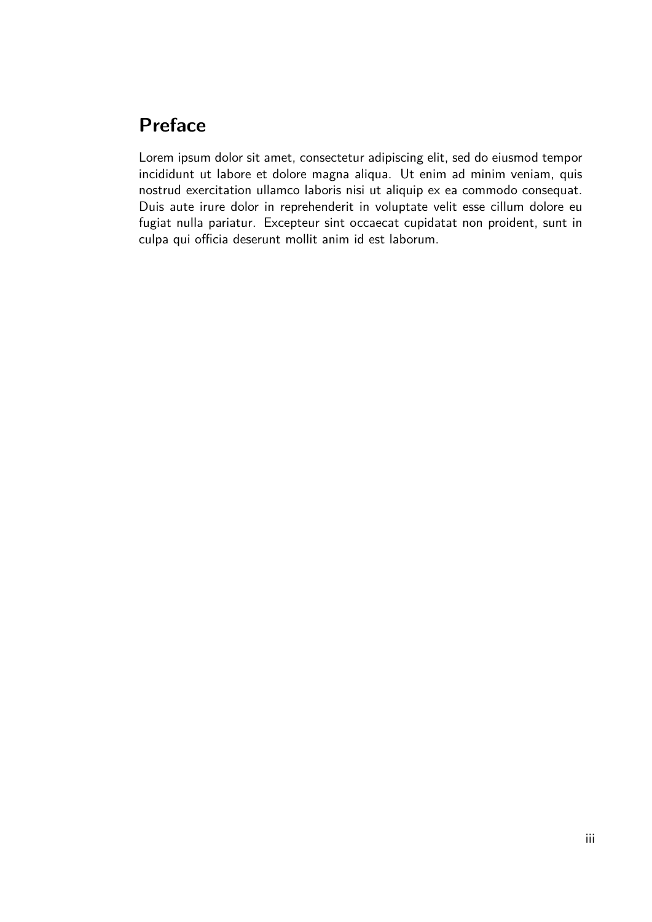# Preface

Lorem ipsum dolor sit amet, consectetur adipiscing elit, sed do eiusmod tempor incididunt ut labore et dolore magna aliqua. Ut enim ad minim veniam, quis nostrud exercitation ullamco laboris nisi ut aliquip ex ea commodo consequat. Duis aute irure dolor in reprehenderit in voluptate velit esse cillum dolore eu fugiat nulla pariatur. Excepteur sint occaecat cupidatat non proident, sunt in culpa qui officia deserunt mollit anim id est laborum.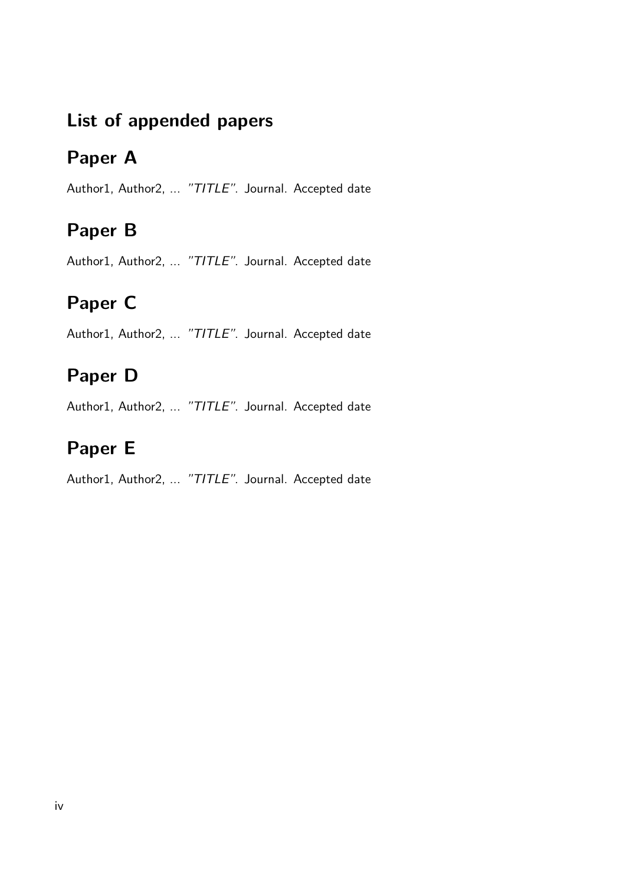# List of appended papers

## Paper A

Author1, Author2, ... *"TITLE"*. Journal. Accepted date

## Paper B

Author1, Author2, ... *"TITLE"*. Journal. Accepted date

## Paper C

Author1, Author2, ... *"TITLE"*. Journal. Accepted date

## Paper D

Author1, Author2, ... *"TITLE"*. Journal. Accepted date

## Paper E

Author1, Author2, ... *"TITLE"*. Journal. Accepted date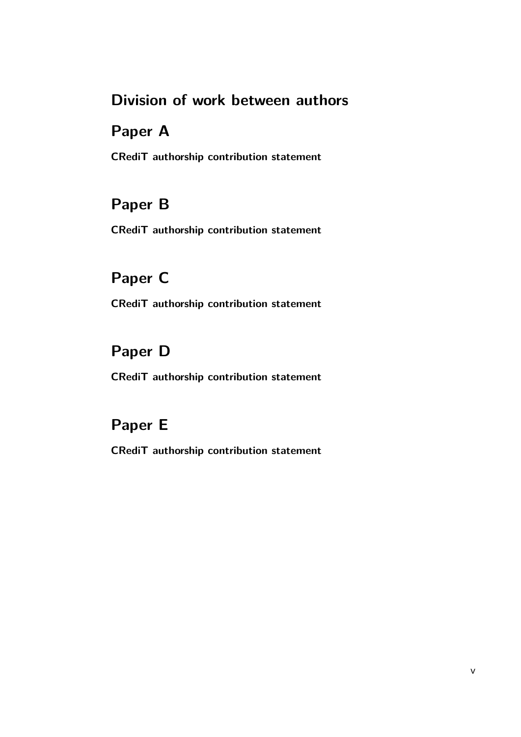# Division of work between authors

## Paper A

**CRediT authorship contribution statement**

## Paper B

**CRediT authorship contribution statement**

## Paper C

**CRediT authorship contribution statement**

## Paper D

**CRediT authorship contribution statement**

## Paper E

**CRediT authorship contribution statement**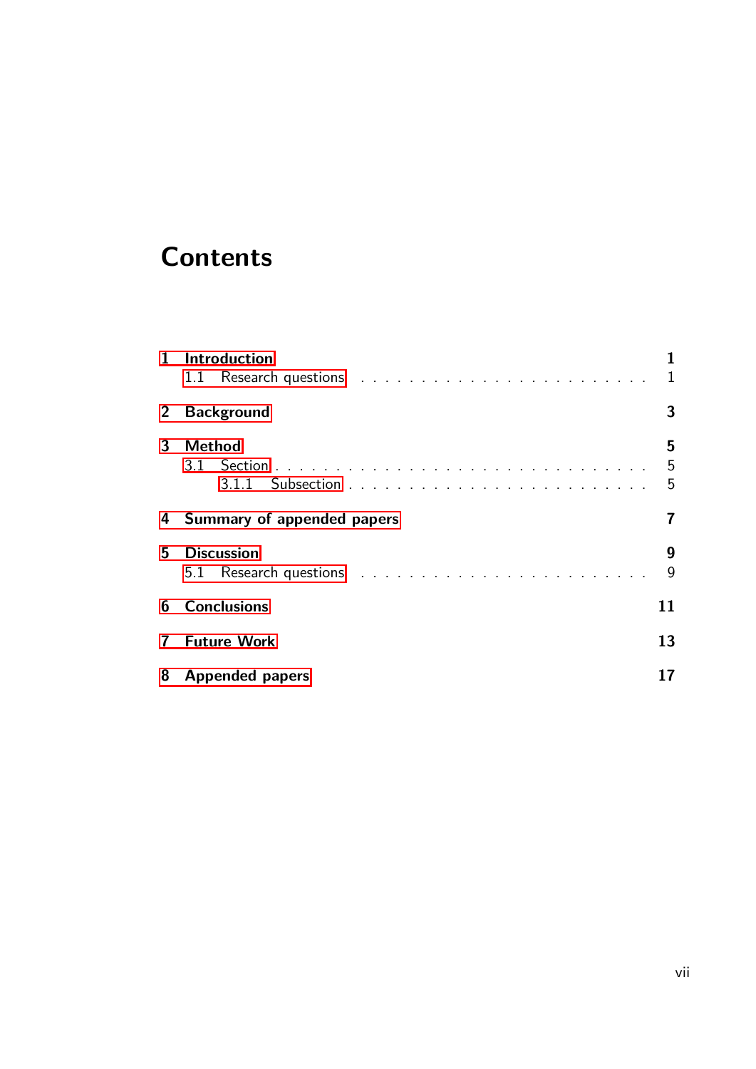# Contents

- **1 Introduction** — **1**
  - 1.1 Research questions — 1
- **2 Background** — **3**
- **3 Method** — **5**
  - 3.1 Section — 5
    - 3.1.1 Subsection — 5
- **4 Summary of appended papers** — **7**
- **5 Discussion** — **9**
  - 5.1 Research questions — 9
- **6 Conclusions** — **11**
- **7 Future Work** — **13**
- **8 Appended papers** — **17**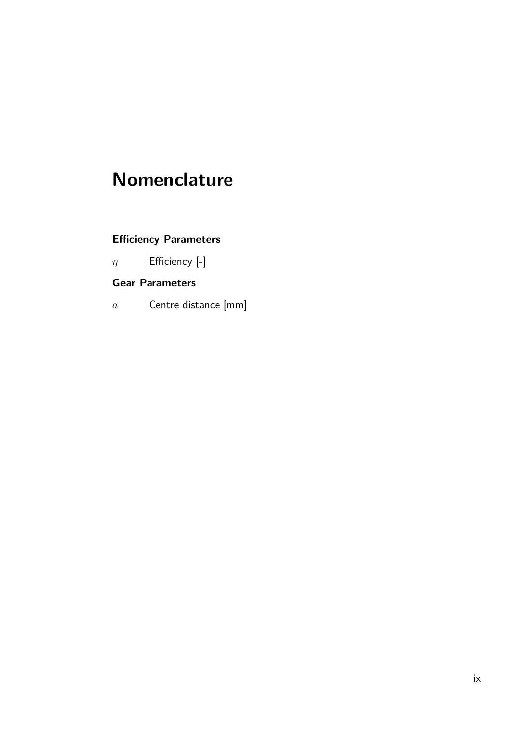# Nomenclature

### Efficiency Parameters

$\eta$ Efficiency [-]

### Gear Parameters

$a$ Centre distance [mm]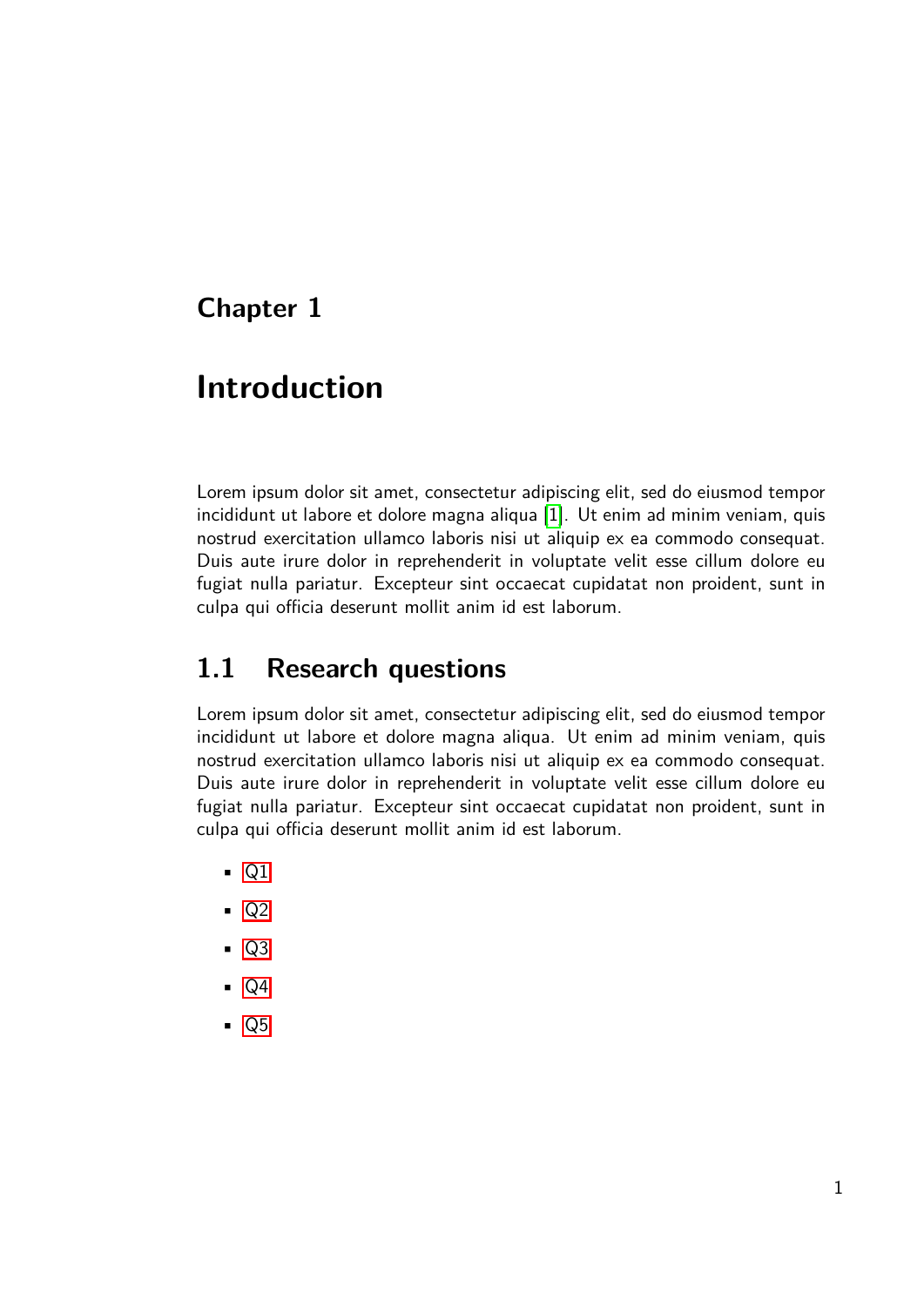# Chapter 1

# Introduction

Lorem ipsum dolor sit amet, consectetur adipiscing elit, sed do eiusmod tempor incididunt ut labore et dolore magna aliqua [1]. Ut enim ad minim veniam, quis nostrud exercitation ullamco laboris nisi ut aliquip ex ea commodo consequat. Duis aute irure dolor in reprehenderit in voluptate velit esse cillum dolore eu fugiat nulla pariatur. Excepteur sint occaecat cupidatat non proident, sunt in culpa qui officia deserunt mollit anim id est laborum.

## 1.1 Research questions

Lorem ipsum dolor sit amet, consectetur adipiscing elit, sed do eiusmod tempor incididunt ut labore et dolore magna aliqua. Ut enim ad minim veniam, quis nostrud exercitation ullamco laboris nisi ut aliquip ex ea commodo consequat. Duis aute irure dolor in reprehenderit in voluptate velit esse cillum dolore eu fugiat nulla pariatur. Excepteur sint occaecat cupidatat non proident, sunt in culpa qui officia deserunt mollit anim id est laborum.

- Q1
- Q2
- Q3
- Q4
- Q5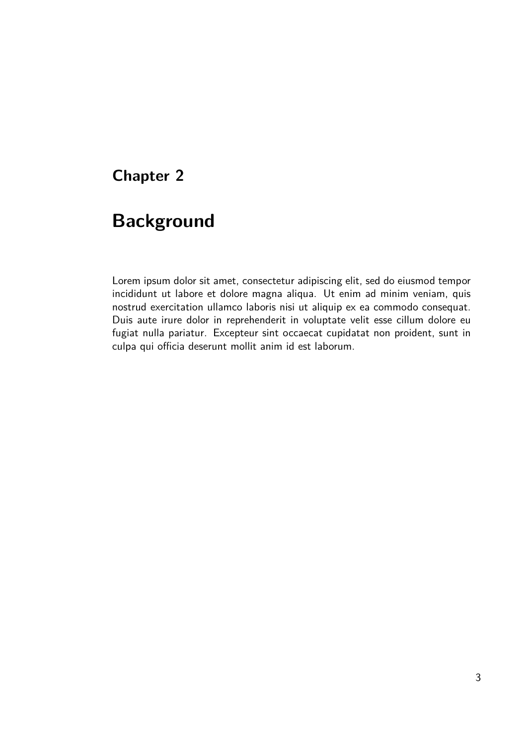# Chapter 2

# Background

Lorem ipsum dolor sit amet, consectetur adipiscing elit, sed do eiusmod tempor incididunt ut labore et dolore magna aliqua. Ut enim ad minim veniam, quis nostrud exercitation ullamco laboris nisi ut aliquip ex ea commodo consequat. Duis aute irure dolor in reprehenderit in voluptate velit esse cillum dolore eu fugiat nulla pariatur. Excepteur sint occaecat cupidatat non proident, sunt in culpa qui officia deserunt mollit anim id est laborum.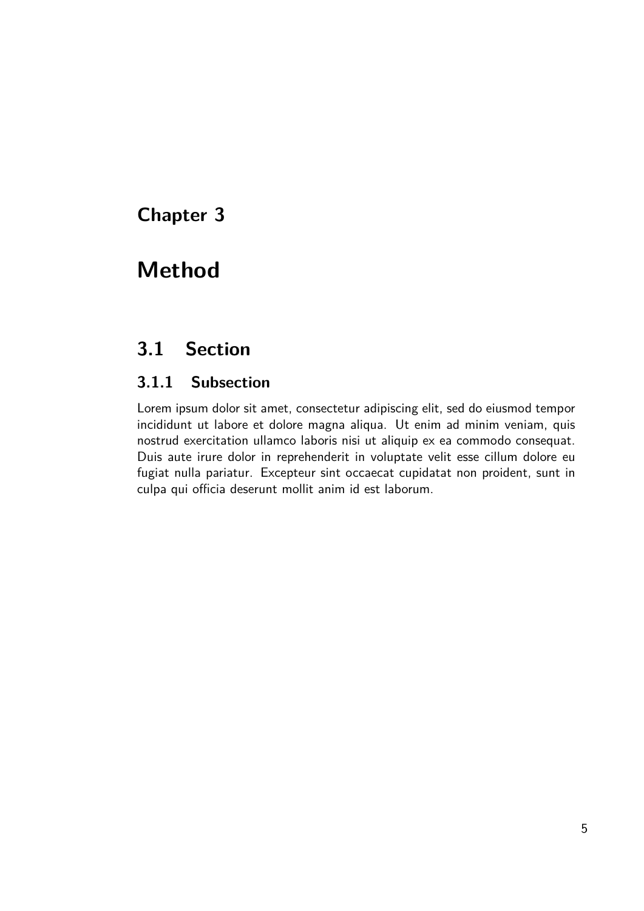# Chapter 3

# Method

## 3.1 Section

### 3.1.1 Subsection

Lorem ipsum dolor sit amet, consectetur adipiscing elit, sed do eiusmod tempor incididunt ut labore et dolore magna aliqua. Ut enim ad minim veniam, quis nostrud exercitation ullamco laboris nisi ut aliquip ex ea commodo consequat. Duis aute irure dolor in reprehenderit in voluptate velit esse cillum dolore eu fugiat nulla pariatur. Excepteur sint occaecat cupidatat non proident, sunt in culpa qui officia deserunt mollit anim id est laborum.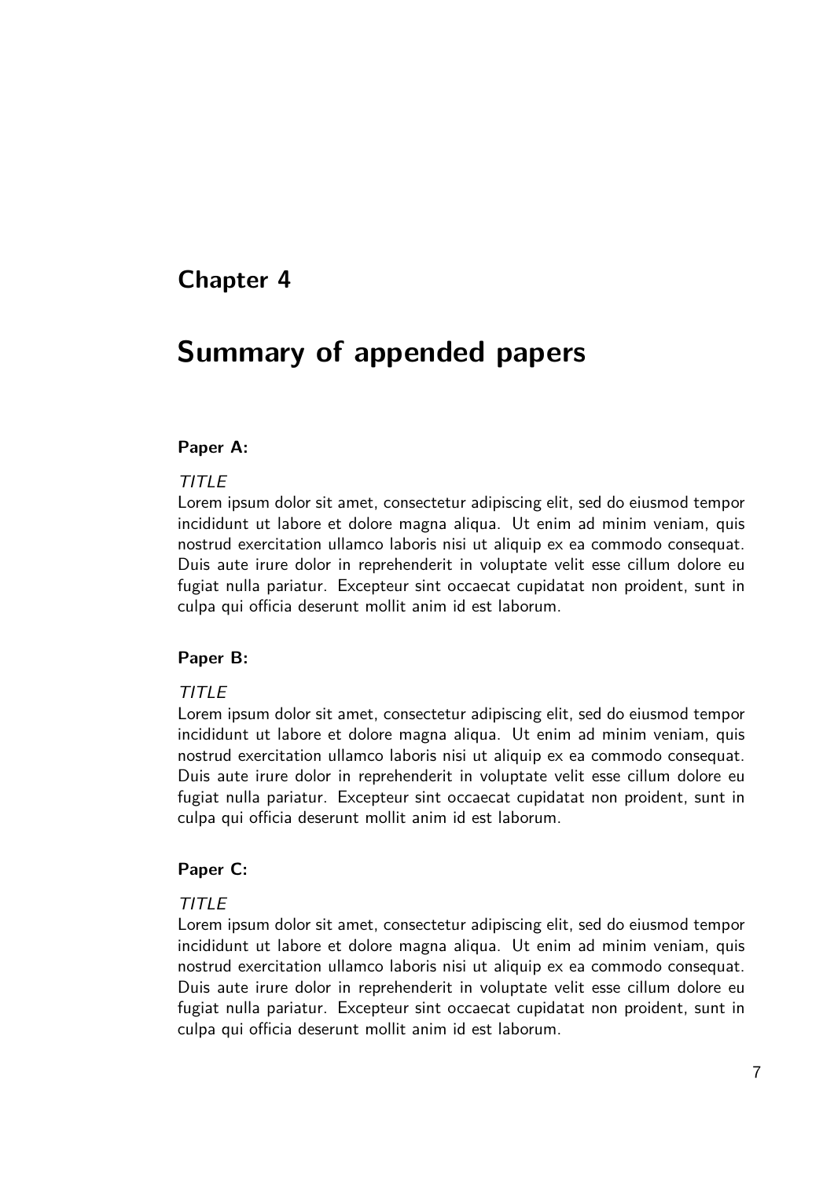# Chapter 4

# Summary of appended papers

### Paper A:

*TITLE*
Lorem ipsum dolor sit amet, consectetur adipiscing elit, sed do eiusmod tempor incididunt ut labore et dolore magna aliqua. Ut enim ad minim veniam, quis nostrud exercitation ullamco laboris nisi ut aliquip ex ea commodo consequat. Duis aute irure dolor in reprehenderit in voluptate velit esse cillum dolore eu fugiat nulla pariatur. Excepteur sint occaecat cupidatat non proident, sunt in culpa qui officia deserunt mollit anim id est laborum.

### Paper B:

*TITLE*
Lorem ipsum dolor sit amet, consectetur adipiscing elit, sed do eiusmod tempor incididunt ut labore et dolore magna aliqua. Ut enim ad minim veniam, quis nostrud exercitation ullamco laboris nisi ut aliquip ex ea commodo consequat. Duis aute irure dolor in reprehenderit in voluptate velit esse cillum dolore eu fugiat nulla pariatur. Excepteur sint occaecat cupidatat non proident, sunt in culpa qui officia deserunt mollit anim id est laborum.

### Paper C:

*TITLE*
Lorem ipsum dolor sit amet, consectetur adipiscing elit, sed do eiusmod tempor incididunt ut labore et dolore magna aliqua. Ut enim ad minim veniam, quis nostrud exercitation ullamco laboris nisi ut aliquip ex ea commodo consequat. Duis aute irure dolor in reprehenderit in voluptate velit esse cillum dolore eu fugiat nulla pariatur. Excepteur sint occaecat cupidatat non proident, sunt in culpa qui officia deserunt mollit anim id est laborum.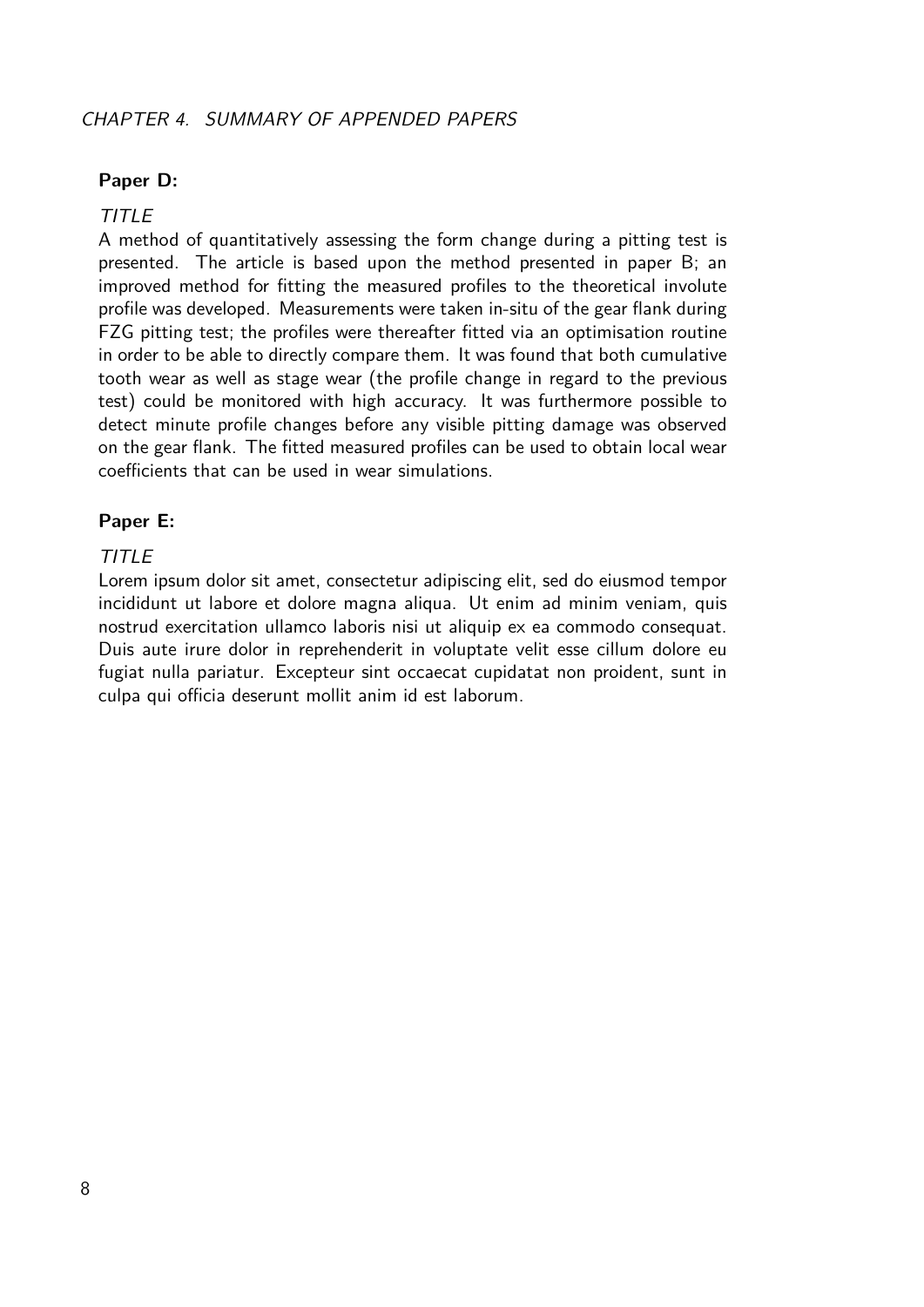### Paper D:

*TITLE*

A method of quantitatively assessing the form change during a pitting test is presented. The article is based upon the method presented in paper B; an improved method for fitting the measured profiles to the theoretical involute profile was developed. Measurements were taken in-situ of the gear flank during FZG pitting test; the profiles were thereafter fitted via an optimisation routine in order to be able to directly compare them. It was found that both cumulative tooth wear as well as stage wear (the profile change in regard to the previous test) could be monitored with high accuracy. It was furthermore possible to detect minute profile changes before any visible pitting damage was observed on the gear flank. The fitted measured profiles can be used to obtain local wear coefficients that can be used in wear simulations.

### Paper E:

*TITLE*

Lorem ipsum dolor sit amet, consectetur adipiscing elit, sed do eiusmod tempor incididunt ut labore et dolore magna aliqua. Ut enim ad minim veniam, quis nostrud exercitation ullamco laboris nisi ut aliquip ex ea commodo consequat. Duis aute irure dolor in reprehenderit in voluptate velit esse cillum dolore eu fugiat nulla pariatur. Excepteur sint occaecat cupidatat non proident, sunt in culpa qui officia deserunt mollit anim id est laborum.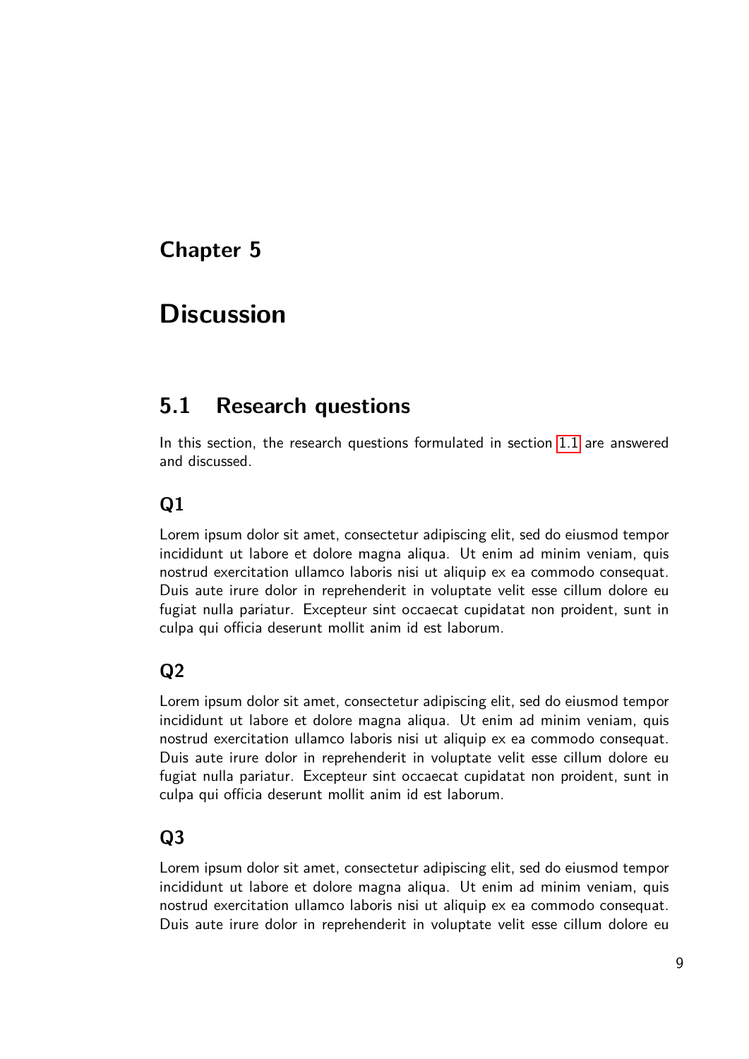# Chapter 5

# Discussion

## 5.1 Research questions

In this section, the research questions formulated in section 1.1 are answered and discussed.

### Q1

Lorem ipsum dolor sit amet, consectetur adipiscing elit, sed do eiusmod tempor incididunt ut labore et dolore magna aliqua. Ut enim ad minim veniam, quis nostrud exercitation ullamco laboris nisi ut aliquip ex ea commodo consequat. Duis aute irure dolor in reprehenderit in voluptate velit esse cillum dolore eu fugiat nulla pariatur. Excepteur sint occaecat cupidatat non proident, sunt in culpa qui officia deserunt mollit anim id est laborum.

### Q2

Lorem ipsum dolor sit amet, consectetur adipiscing elit, sed do eiusmod tempor incididunt ut labore et dolore magna aliqua. Ut enim ad minim veniam, quis nostrud exercitation ullamco laboris nisi ut aliquip ex ea commodo consequat. Duis aute irure dolor in reprehenderit in voluptate velit esse cillum dolore eu fugiat nulla pariatur. Excepteur sint occaecat cupidatat non proident, sunt in culpa qui officia deserunt mollit anim id est laborum.

### Q3

Lorem ipsum dolor sit amet, consectetur adipiscing elit, sed do eiusmod tempor incididunt ut labore et dolore magna aliqua. Ut enim ad minim veniam, quis nostrud exercitation ullamco laboris nisi ut aliquip ex ea commodo consequat. Duis aute irure dolor in reprehenderit in voluptate velit esse cillum dolore eu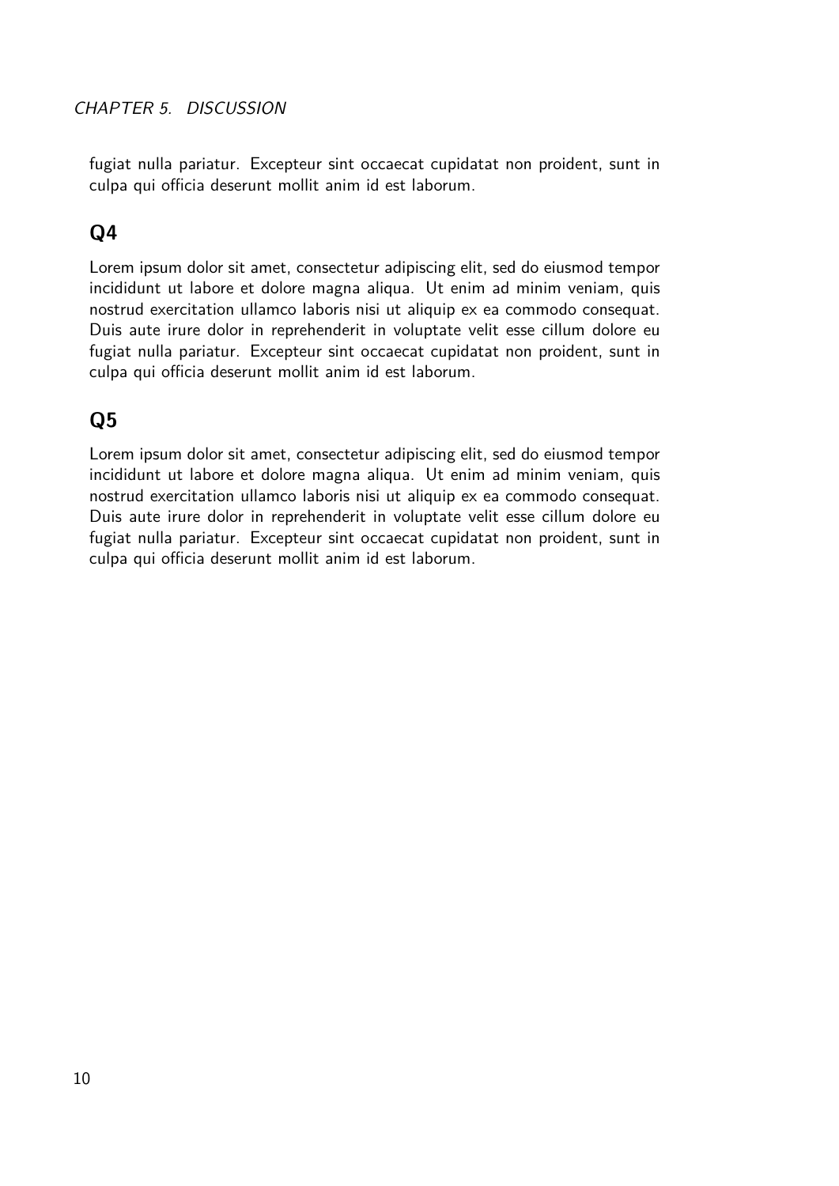fugiat nulla pariatur. Excepteur sint occaecat cupidatat non proident, sunt in culpa qui officia deserunt mollit anim id est laborum.

## Q4

Lorem ipsum dolor sit amet, consectetur adipiscing elit, sed do eiusmod tempor incididunt ut labore et dolore magna aliqua. Ut enim ad minim veniam, quis nostrud exercitation ullamco laboris nisi ut aliquip ex ea commodo consequat. Duis aute irure dolor in reprehenderit in voluptate velit esse cillum dolore eu fugiat nulla pariatur. Excepteur sint occaecat cupidatat non proident, sunt in culpa qui officia deserunt mollit anim id est laborum.

## Q5

Lorem ipsum dolor sit amet, consectetur adipiscing elit, sed do eiusmod tempor incididunt ut labore et dolore magna aliqua. Ut enim ad minim veniam, quis nostrud exercitation ullamco laboris nisi ut aliquip ex ea commodo consequat. Duis aute irure dolor in reprehenderit in voluptate velit esse cillum dolore eu fugiat nulla pariatur. Excepteur sint occaecat cupidatat non proident, sunt in culpa qui officia deserunt mollit anim id est laborum.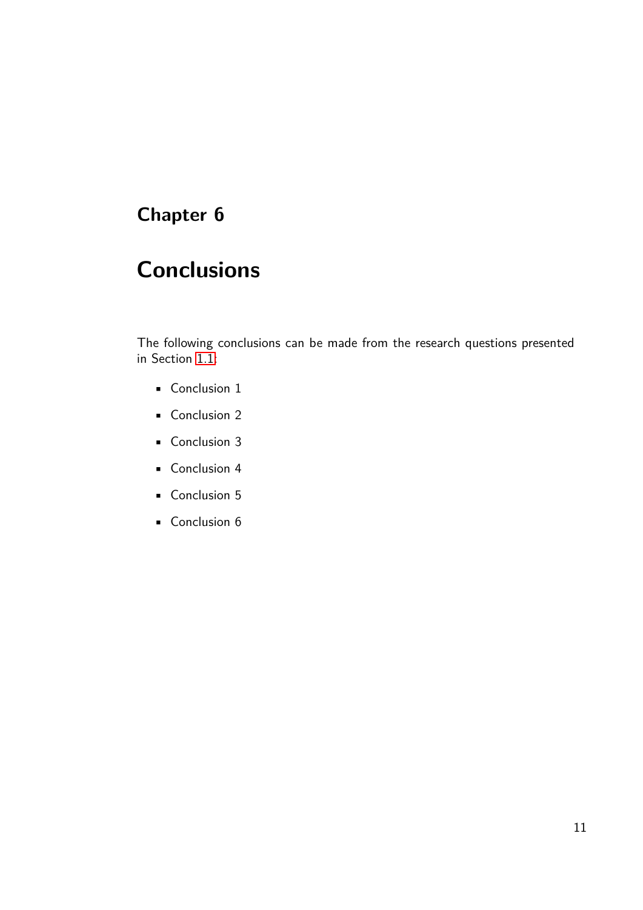# Chapter 6

# Conclusions

The following conclusions can be made from the research questions presented in Section 1.1:

- Conclusion 1
- Conclusion 2
- Conclusion 3
- Conclusion 4
- Conclusion 5
- Conclusion 6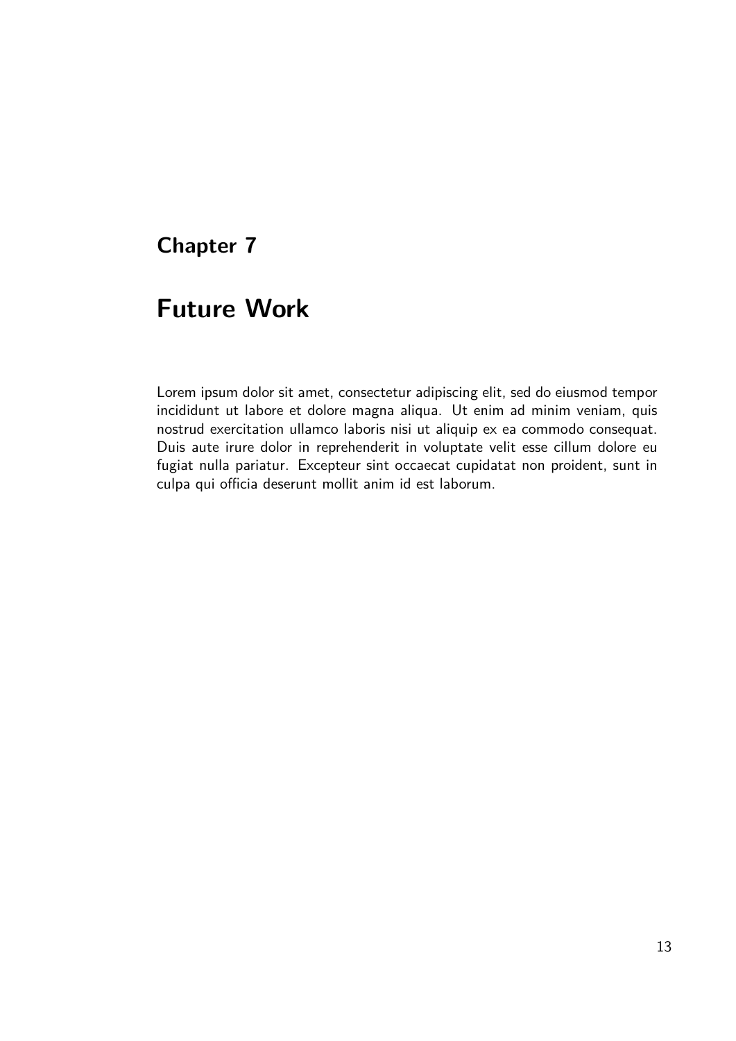# Chapter 7

# Future Work

Lorem ipsum dolor sit amet, consectetur adipiscing elit, sed do eiusmod tempor incididunt ut labore et dolore magna aliqua. Ut enim ad minim veniam, quis nostrud exercitation ullamco laboris nisi ut aliquip ex ea commodo consequat. Duis aute irure dolor in reprehenderit in voluptate velit esse cillum dolore eu fugiat nulla pariatur. Excepteur sint occaecat cupidatat non proident, sunt in culpa qui officia deserunt mollit anim id est laborum.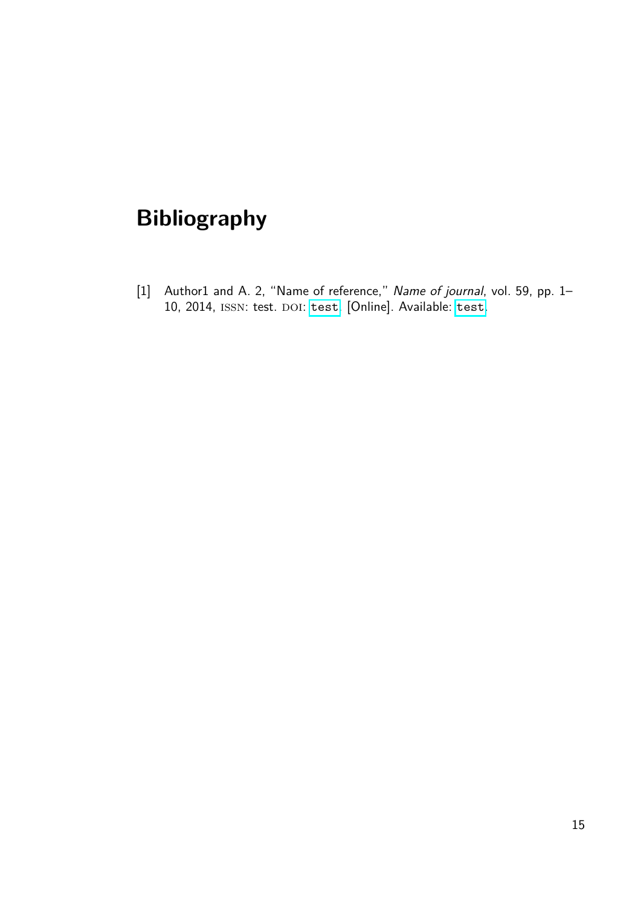# Bibliography

[1] Author1 and A. 2, "Name of reference," *Name of journal*, vol. 59, pp. 1–10, 2014, ISSN: test. DOI: `test`. [Online]. Available: `test`.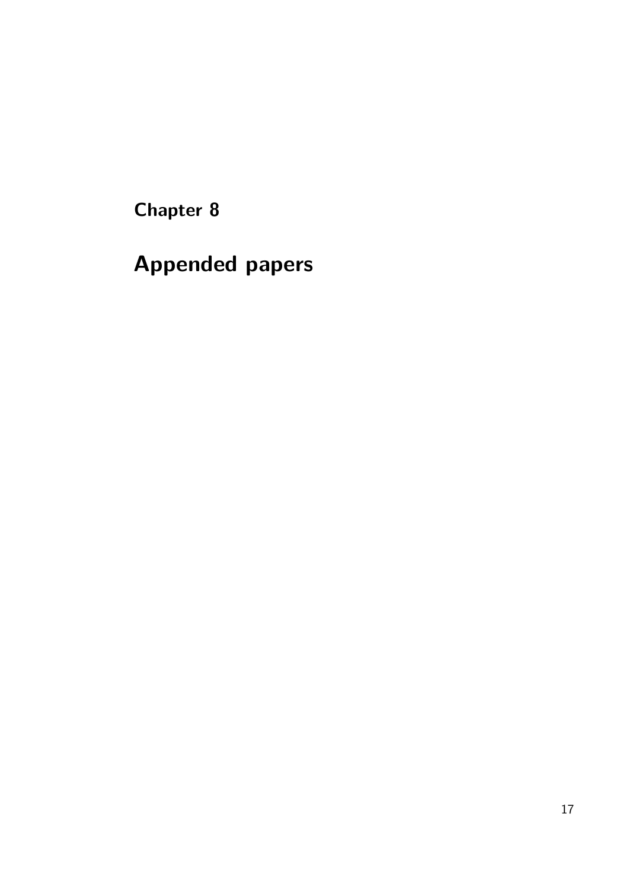# Chapter 8

# Appended papers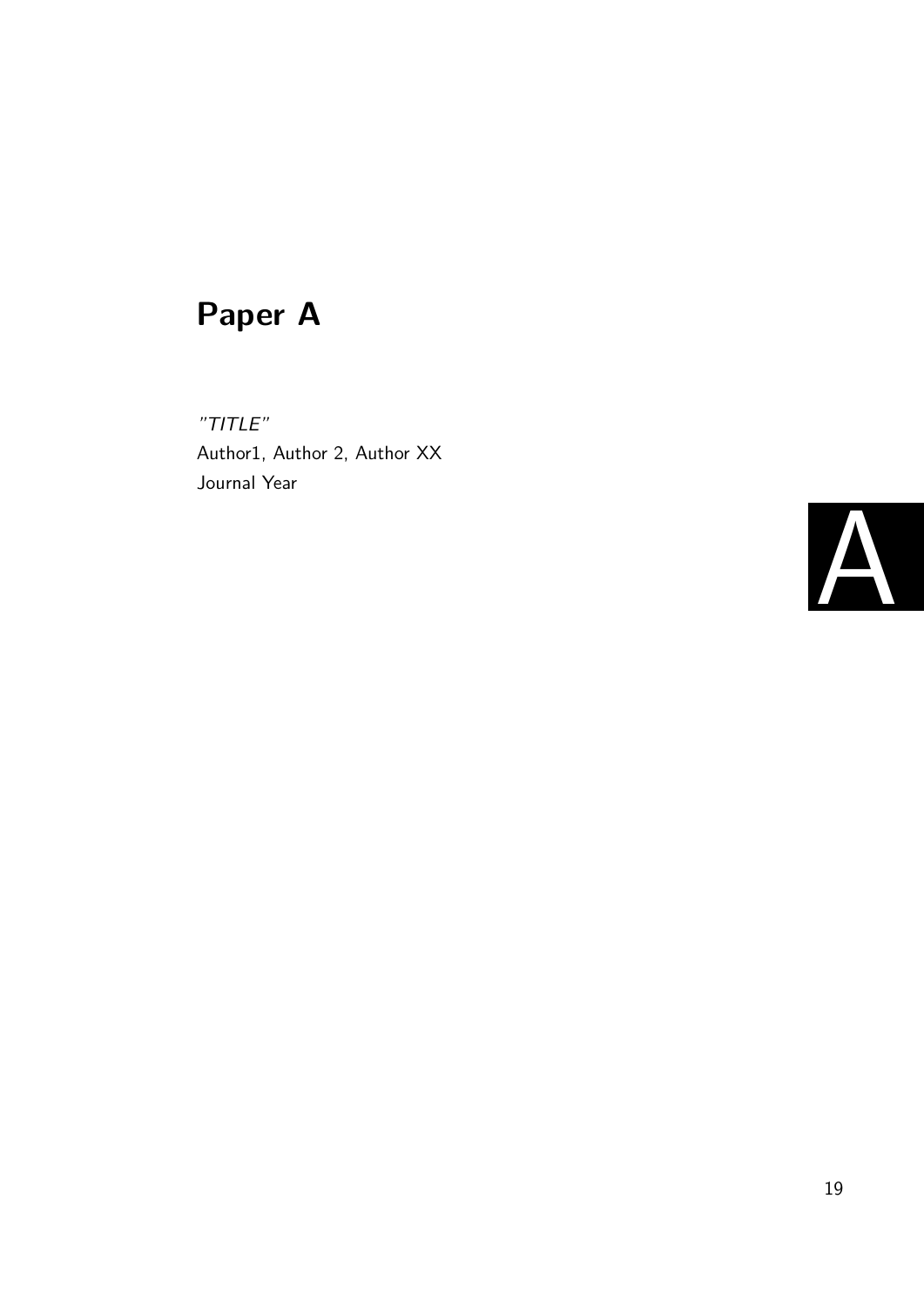# Paper A

*"TITLE"*
Author1, Author 2, Author XX
Journal Year

A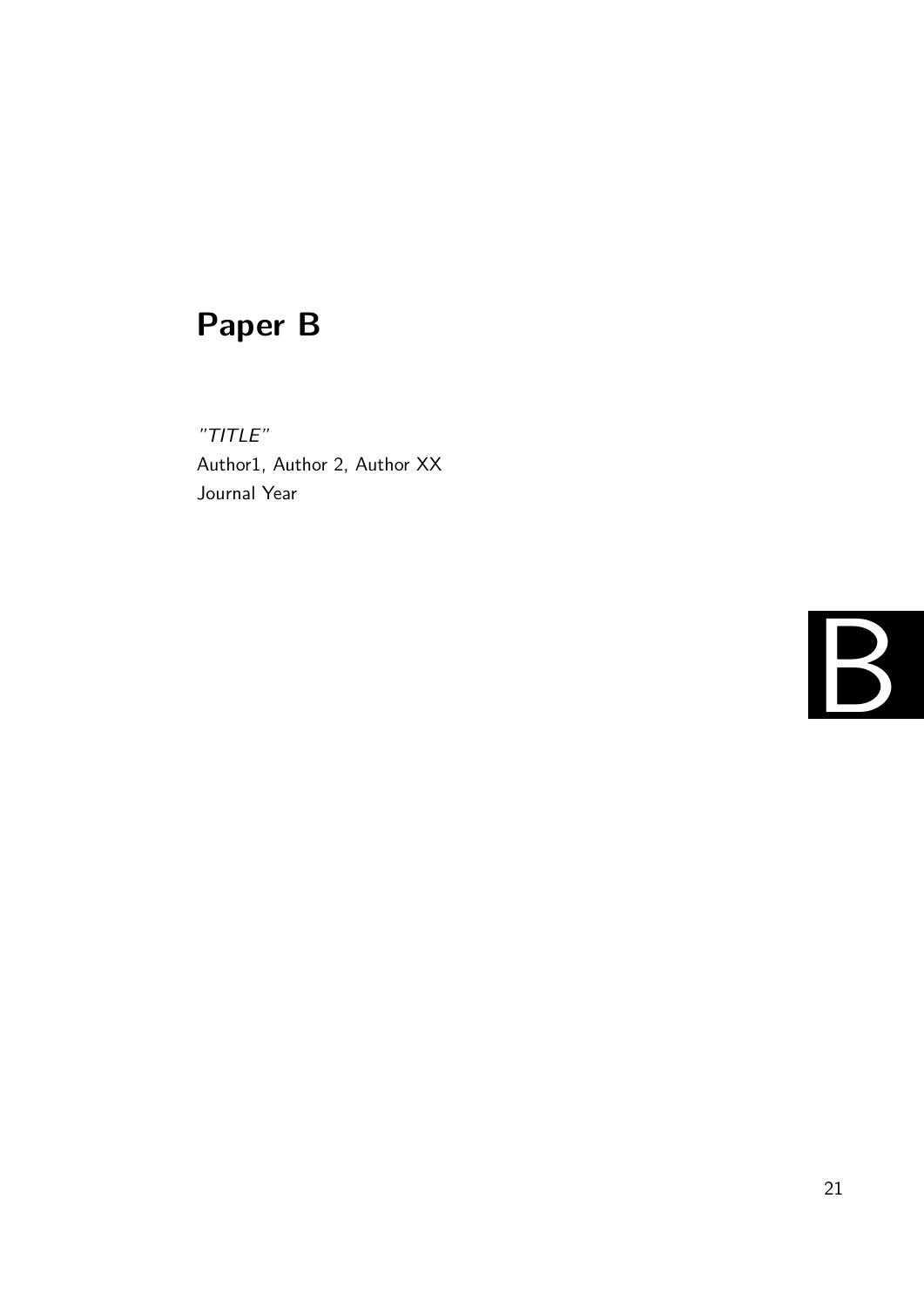# Paper B

*"TITLE"*
Author1, Author 2, Author XX
Journal Year

B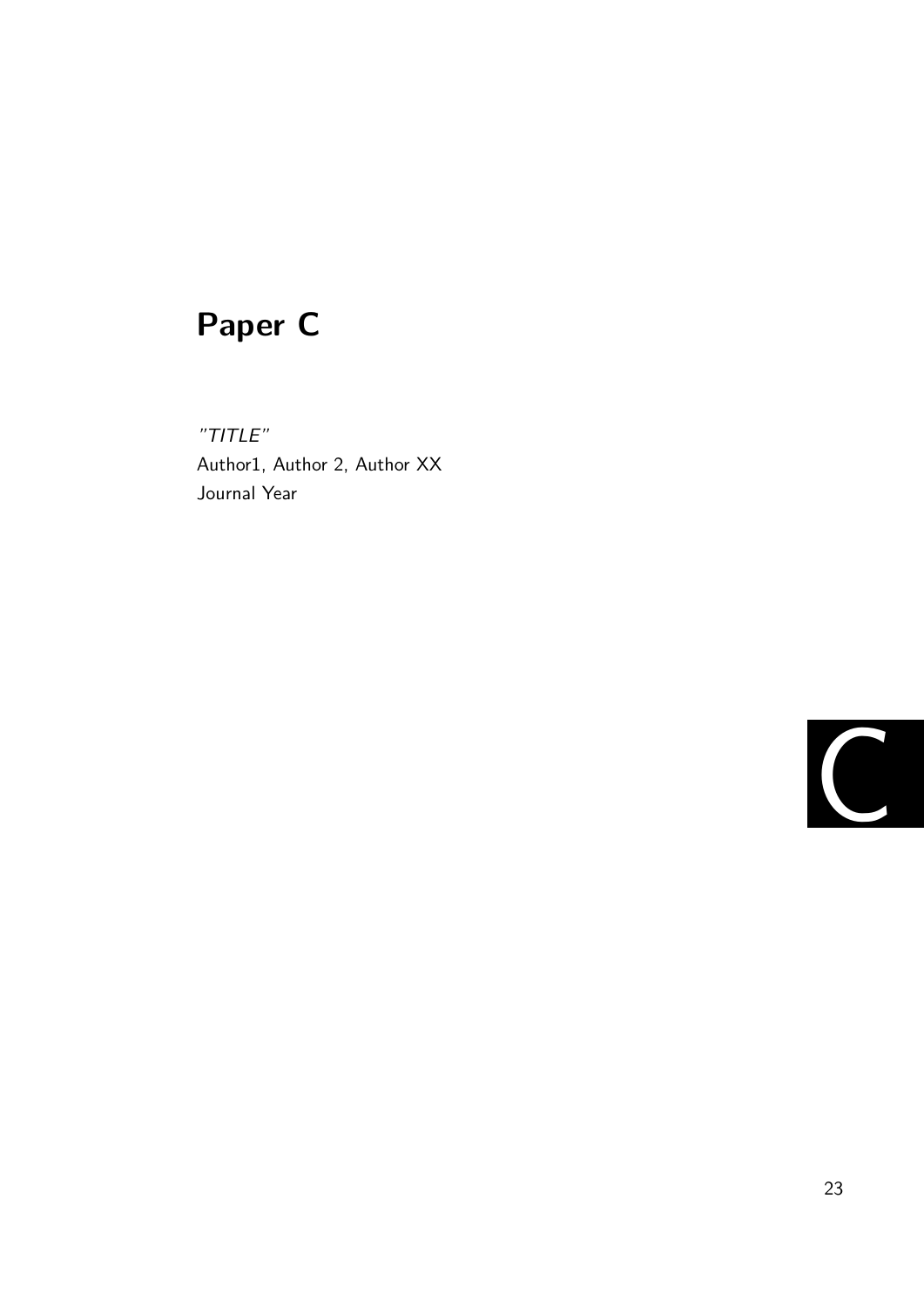# Paper C

*"TITLE"*
Author1, Author 2, Author XX
Journal Year

C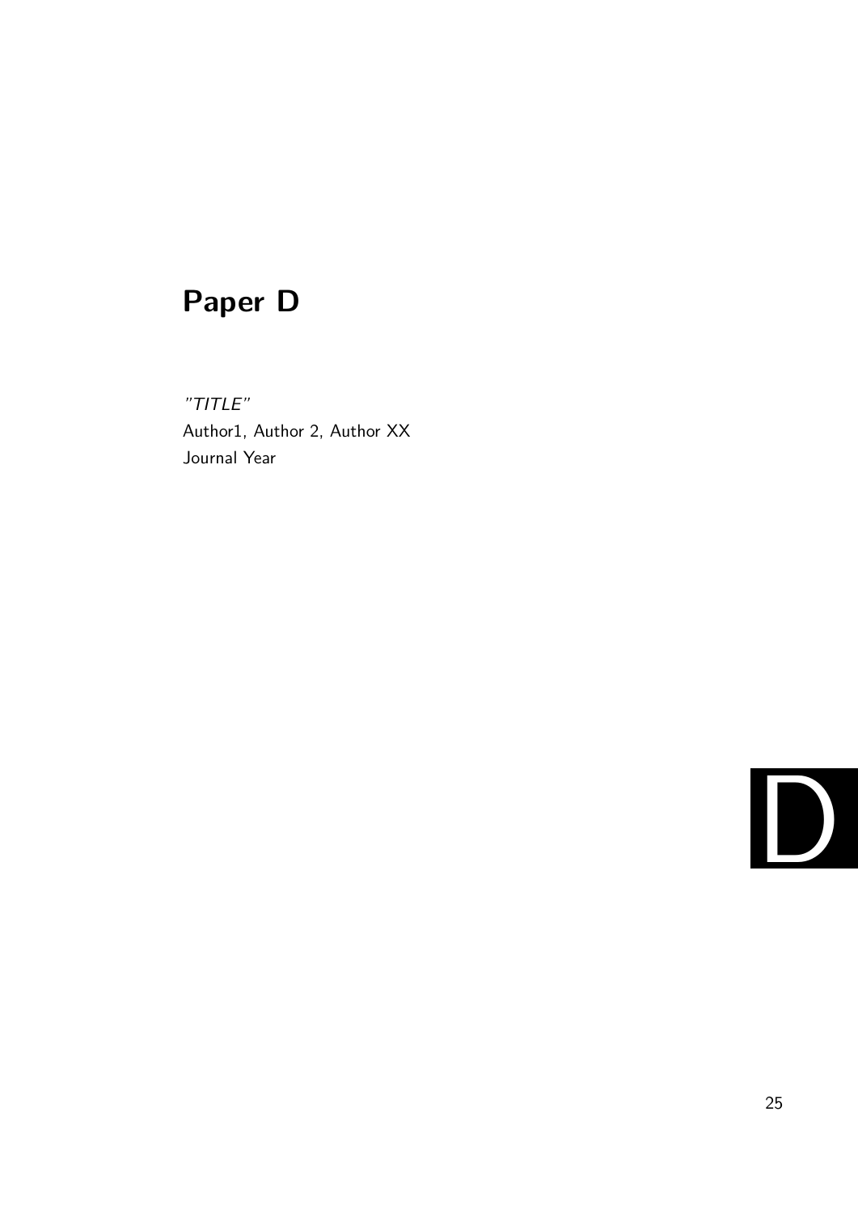# Paper D

*"TITLE"*
Author1, Author 2, Author XX
Journal Year

D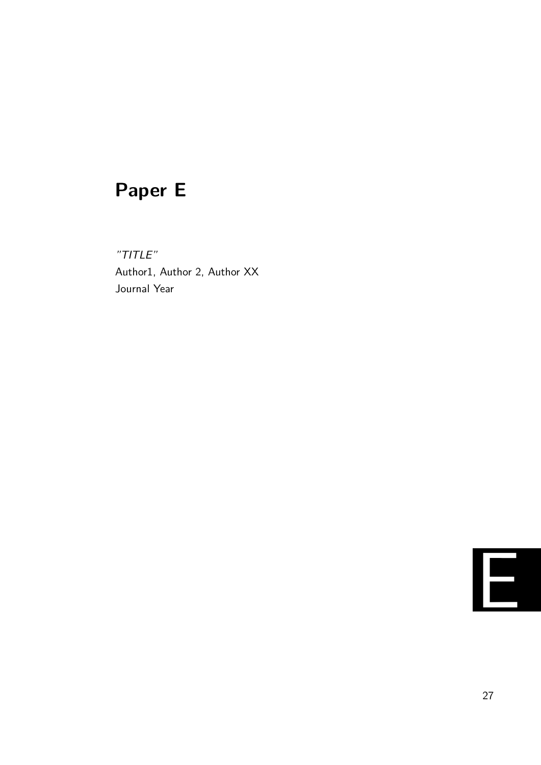# Paper E

*"TITLE"*
Author1, Author 2, Author XX
Journal Year

E